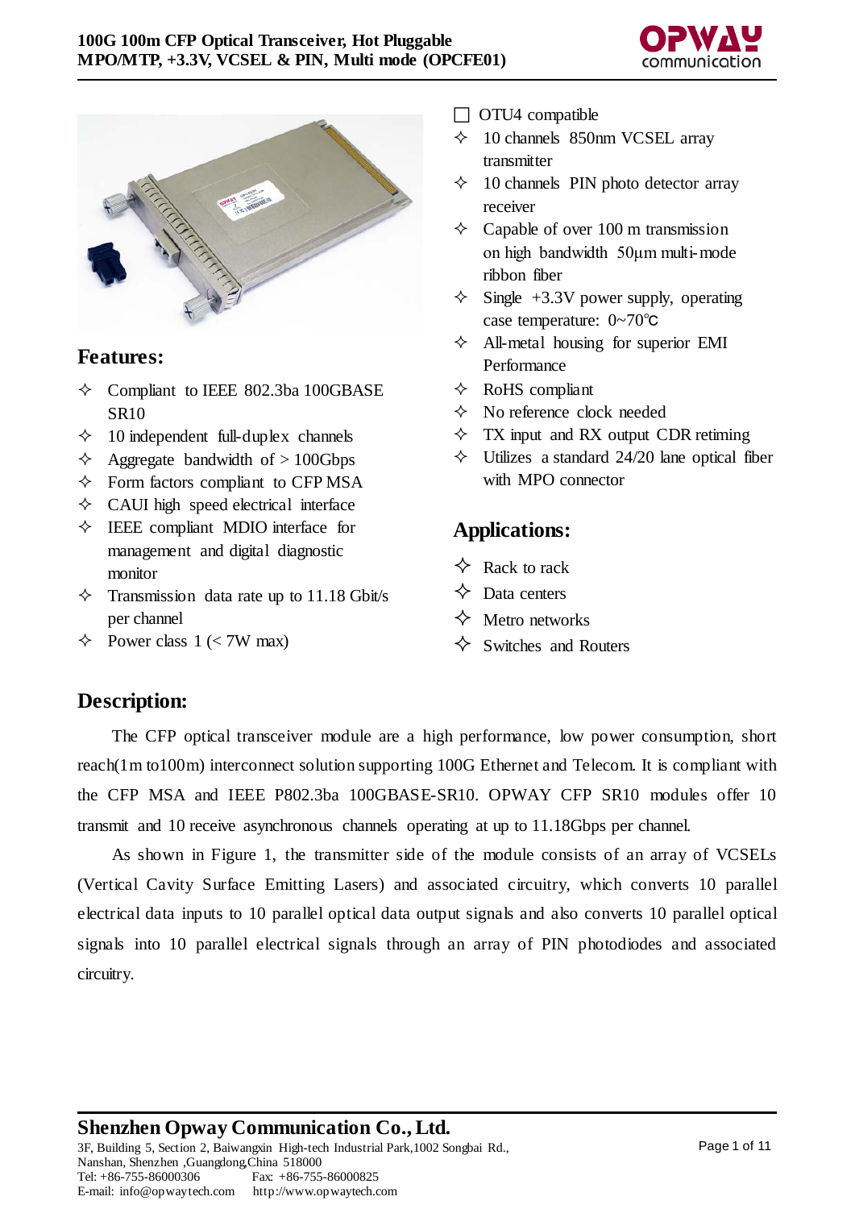# 100G 100m CFP Optical Transceiver, Hot Pluggable MPO/MTP, +3.3V, VCSEL & PIN, Multi mode (OPCFE01)

## Features:

- Compliant to IEEE 802.3ba 100GBASE SR10
- 10 independent full-duplex channels
- Aggregate bandwidth of > 100Gbps
- Form factors compliant to CFP MSA
- CAUI high speed electrical interface
- IEEE compliant MDIO interface for management and digital diagnostic monitor
- Transmission data rate up to 11.18 Gbit/s per channel
- Power class 1 (< 7W max)
- OTU4 compatible
- 10 channels 850nm VCSEL array transmitter
- 10 channels PIN photo detector array receiver
- Capable of over 100 m transmission on high bandwidth 50µm multi-mode ribbon fiber
- Single +3.3V power supply, operating case temperature: 0~70℃
- All-metal housing for superior EMI Performance
- RoHS compliant
- No reference clock needed
- TX input and RX output CDR retiming
- Utilizes a standard 24/20 lane optical fiber with MPO connector

## Applications:

- Rack to rack
- Data centers
- Metro networks
- Switches and Routers

## Description:

The CFP optical transceiver module are a high performance, low power consumption, short reach(1m to100m) interconnect solution supporting 100G Ethernet and Telecom. It is compliant with the CFP MSA and IEEE P802.3ba 100GBASE-SR10. OPWAY CFP SR10 modules offer 10 transmit and 10 receive asynchronous channels operating at up to 11.18Gbps per channel.

As shown in Figure 1, the transmitter side of the module consists of an array of VCSELs (Vertical Cavity Surface Emitting Lasers) and associated circuitry, which converts 10 parallel electrical data inputs to 10 parallel optical data output signals and also converts 10 parallel optical signals into 10 parallel electrical signals through an array of PIN photodiodes and associated circuitry.

**Shenzhen Opway Communication Co., Ltd.**
3F, Building 5, Section 2, Baiwangxin High-tech Industrial Park,1002 Songbai Rd., Nanshan, Shenzhen ,Guangdong,China 518000
Tel: +86-755-86000306 Fax: +86-755-86000825
E-mail: info@opwaytech.com http://www.opwaytech.com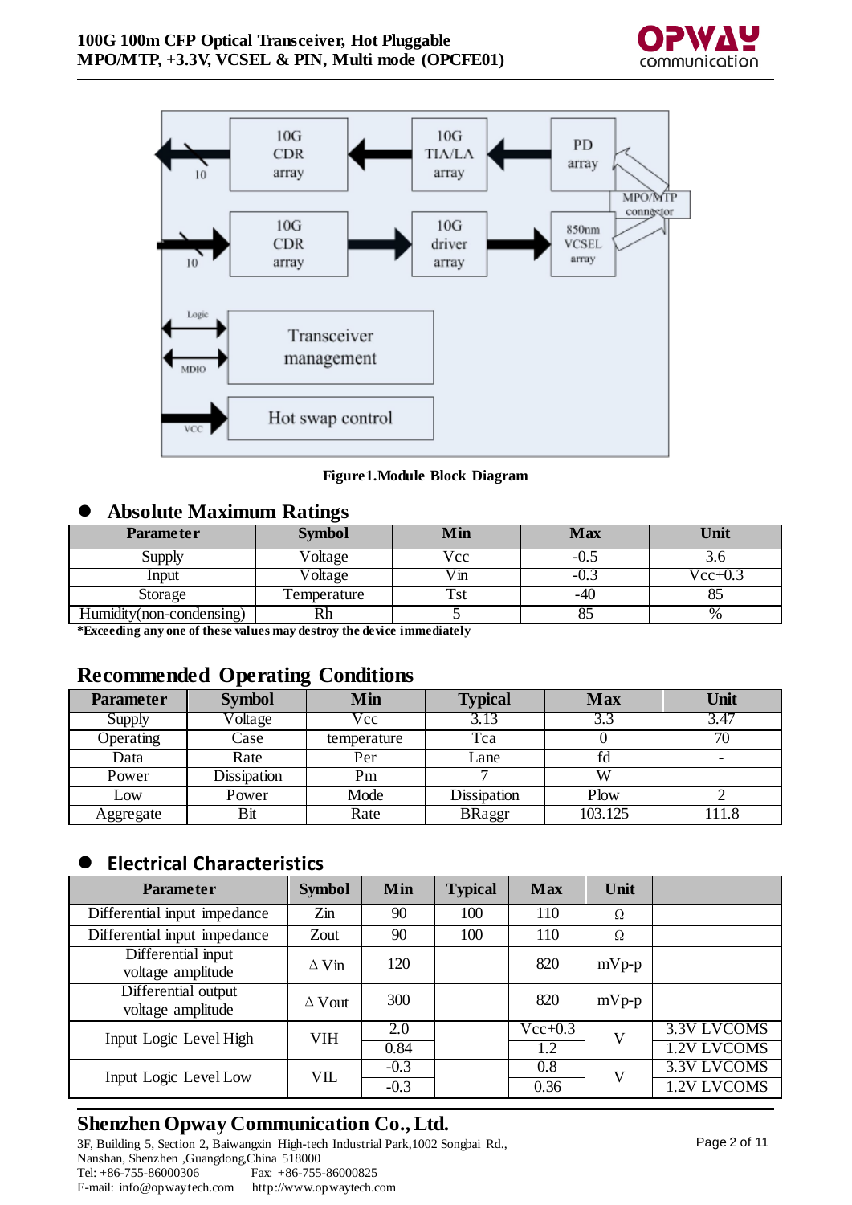Figure1.Module Block Diagram

## Absolute Maximum Ratings

| Parameter | Symbol | Min | Max | Unit |
|---|---|---|---|---|
| Supply | Voltage | Vcc | -0.5 | 3.6 |
| Input | Voltage | Vin | -0.3 | Vcc+0.3 |
| Storage | Temperature | Tst | -40 | 85 |
| Humidity(non-condensing) | Rh | 5 | 85 | % |

***Exceeding any one of these values may destroy the device immediately**

## Recommended Operating Conditions

| Parameter | Symbol | Min | Typical | Max | Unit |
|---|---|---|---|---|---|
| Supply | Voltage | Vcc | 3.13 | 3.3 | 3.47 |
| Operating | Case | temperature | Tca | 0 | 70 |
| Data | Rate | Per | Lane | fd | - |
| Power | Dissipation | Pm | 7 | W | |
| Low | Power | Mode | Dissipation | Plow | 2 |
| Aggregate | Bit | Rate | BRaggr | 103.125 | 111.8 |

## Electrical Characteristics

| Parameter | Symbol | Min | Typical | Max | Unit | |
|---|---|---|---|---|---|---|
| Differential input impedance | Zin | 90 | 100 | 110 | Ω | |
| Differential input impedance | Zout | 90 | 100 | 110 | Ω | |
| Differential input voltage amplitude | ΔVin | 120 | | 820 | mVp-p | |
| Differential output voltage amplitude | ΔVout | 300 | | 820 | mVp-p | |
| Input Logic Level High | VIH | 2.0 | | Vcc+0.3 | V | 3.3V LVCOMS |
| | | 0.84 | | 1.2 | | 1.2V LVCOMS |
| Input Logic Level Low | VIL | -0.3 | | 0.8 | V | 3.3V LVCOMS |
| | | -0.3 | | 0.36 | | 1.2V LVCOMS |

**Shenzhen Opway Communication Co., Ltd.**

3F, Building 5, Section 2, Baiwangxin High-tech Industrial Park,1002 Songbai Rd., Nanshan, Shenzhen ,Guangdong,China 518000
Tel: +86-755-86000306 Fax: +86-755-86000825
E-mail: info@opwaytech.com http://www.opwaytech.com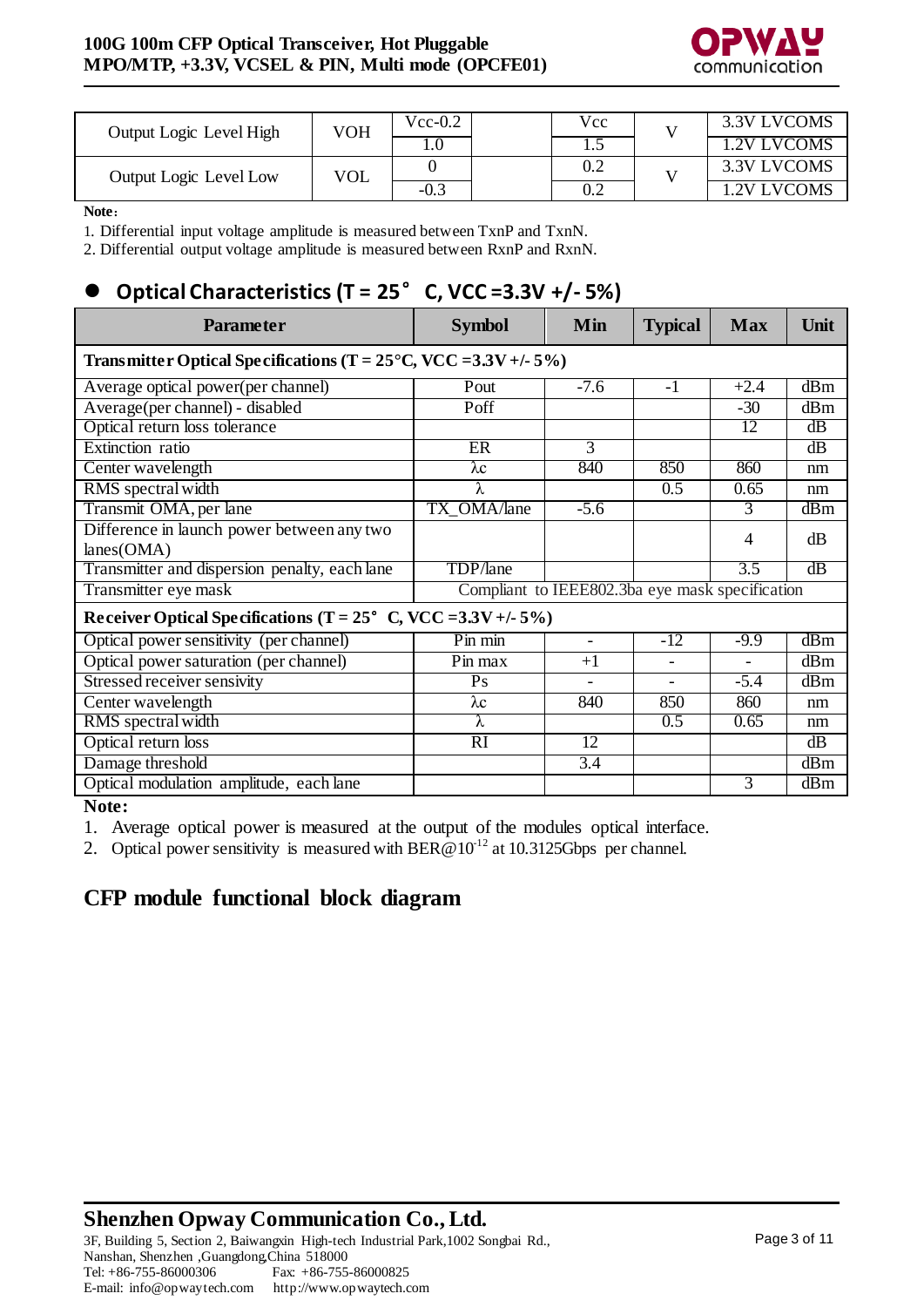| Output Logic Level High | VOH | Vcc-0.2 | | Vcc | V | 3.3V LVCOMS |
|---|---|---|---|---|---|---|
| | | 1.0 | | 1.5 | | 1.2V LVCOMS |
| Output Logic Level Low | VOL | 0 | | 0.2 | V | 3.3V LVCOMS |
| | | -0.3 | | 0.2 | | 1.2V LVCOMS |

**Note**：

1. Differential input voltage amplitude is measured between TxnP and TxnN.
2. Differential output voltage amplitude is measured between RxnP and RxnN.

## Optical Characteristics (T = 25° C, VCC =3.3V +/- 5%)

| Parameter | Symbol | Min | Typical | Max | Unit |
|---|---|---|---|---|---|
| **Transmitter Optical Specifications (T = 25°C, VCC =3.3V +/- 5%)** | | | | | |
| Average optical power(per channel) | Pout | -7.6 | -1 | +2.4 | dBm |
| Average(per channel) - disabled | Poff | | | -30 | dBm |
| Optical return loss tolerance | | | | 12 | dB |
| Extinction ratio | ER | 3 | | | dB |
| Center wavelength | λc | 840 | 850 | 860 | nm |
| RMS spectral width | λ | | 0.5 | 0.65 | nm |
| Transmit OMA, per lane | TX_OMA/lane | -5.6 | | 3 | dBm |
| Difference in launch power between any two lanes(OMA) | | | | 4 | dB |
| Transmitter and dispersion penalty, each lane | TDP/lane | | | 3.5 | dB |
| Transmitter eye mask | Compliant to IEEE802.3ba eye mask specification | | | | |
| **Receiver Optical Specifications (T = 25° C, VCC =3.3V +/- 5%)** | | | | | |
| Optical power sensitivity (per channel) | Pin min | - | -12 | -9.9 | dBm |
| Optical power saturation (per channel) | Pin max | +1 | - | - | dBm |
| Stressed receiver sensivity | Ps | - | - | -5.4 | dBm |
| Center wavelength | λc | 840 | 850 | 860 | nm |
| RMS spectral width | λ | | 0.5 | 0.65 | nm |
| Optical return loss | RI | 12 | | | dB |
| Damage threshold | | 3.4 | | | dBm |
| Optical modulation amplitude, each lane | | | | 3 | dBm |

**Note:**

1. Average optical power is measured at the output of the modules optical interface.
2. Optical power sensitivity is measured with BER@$10^{-12}$ at 10.3125Gbps per channel.

## CFP module functional block diagram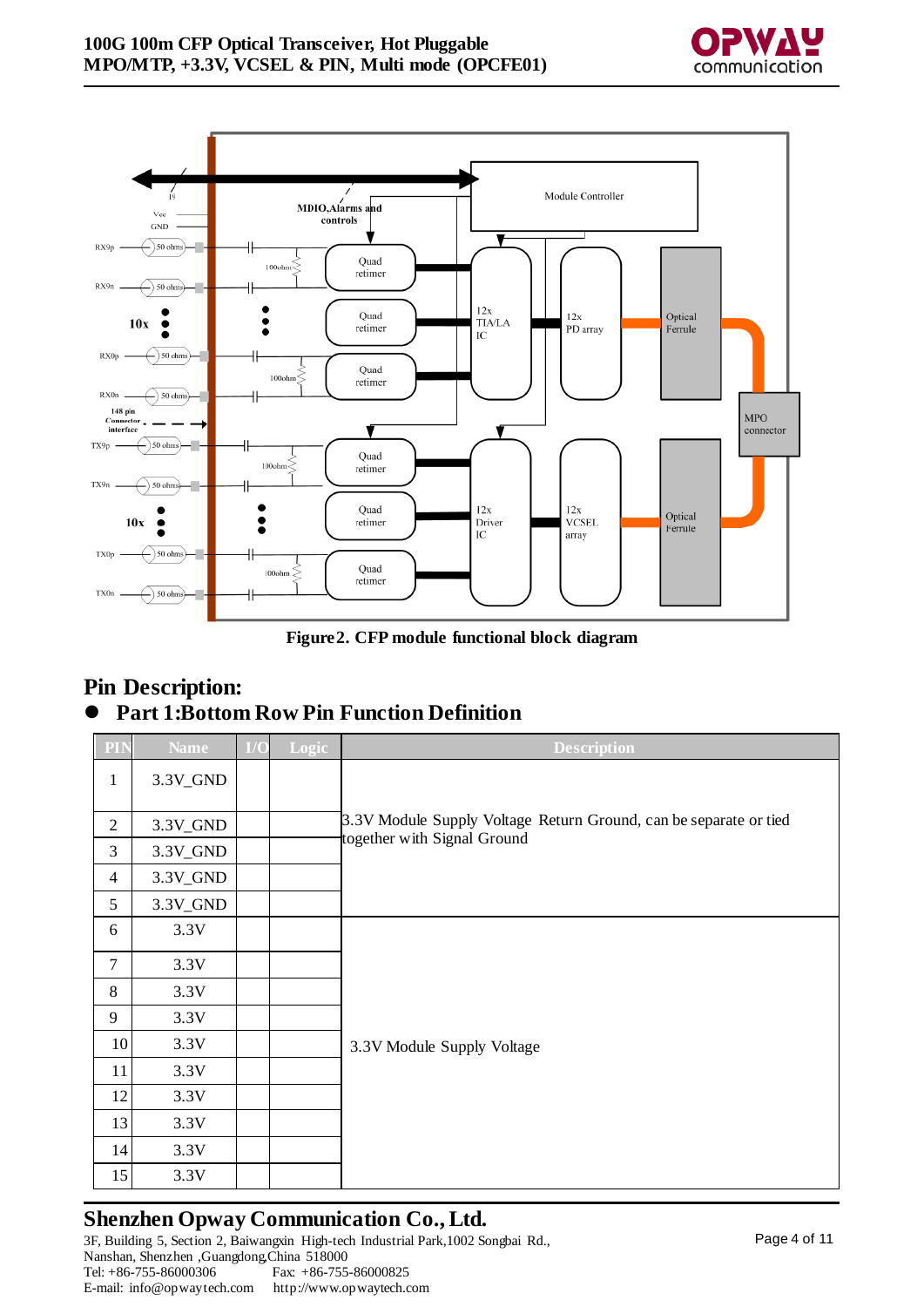Figure2. CFP module functional block diagram

## Pin Description:

- **Part 1:Bottom Row Pin Function Definition**

| PIN | Name | I/O | Logic | Description |
|---|---|---|---|---|
| 1 | 3.3V_GND | | | 3.3V Module Supply Voltage Return Ground, can be separate or tied together with Signal Ground |
| 2 | 3.3V_GND | | | |
| 3 | 3.3V_GND | | | |
| 4 | 3.3V_GND | | | |
| 5 | 3.3V_GND | | | |
| 6 | 3.3V | | | 3.3V Module Supply Voltage |
| 7 | 3.3V | | | |
| 8 | 3.3V | | | |
| 9 | 3.3V | | | |
| 10 | 3.3V | | | |
| 11 | 3.3V | | | |
| 12 | 3.3V | | | |
| 13 | 3.3V | | | |
| 14 | 3.3V | | | |
| 15 | 3.3V | | | |

**Shenzhen Opway Communication Co., Ltd.**

3F, Building 5, Section 2, Baiwangxin High-tech Industrial Park,1002 Songbai Rd., Nanshan, Shenzhen ,Guangdong,China 518000

Tel: +86-755-86000306 Fax: +86-755-86000825

E-mail: info@opwaytech.com http://www.opwaytech.com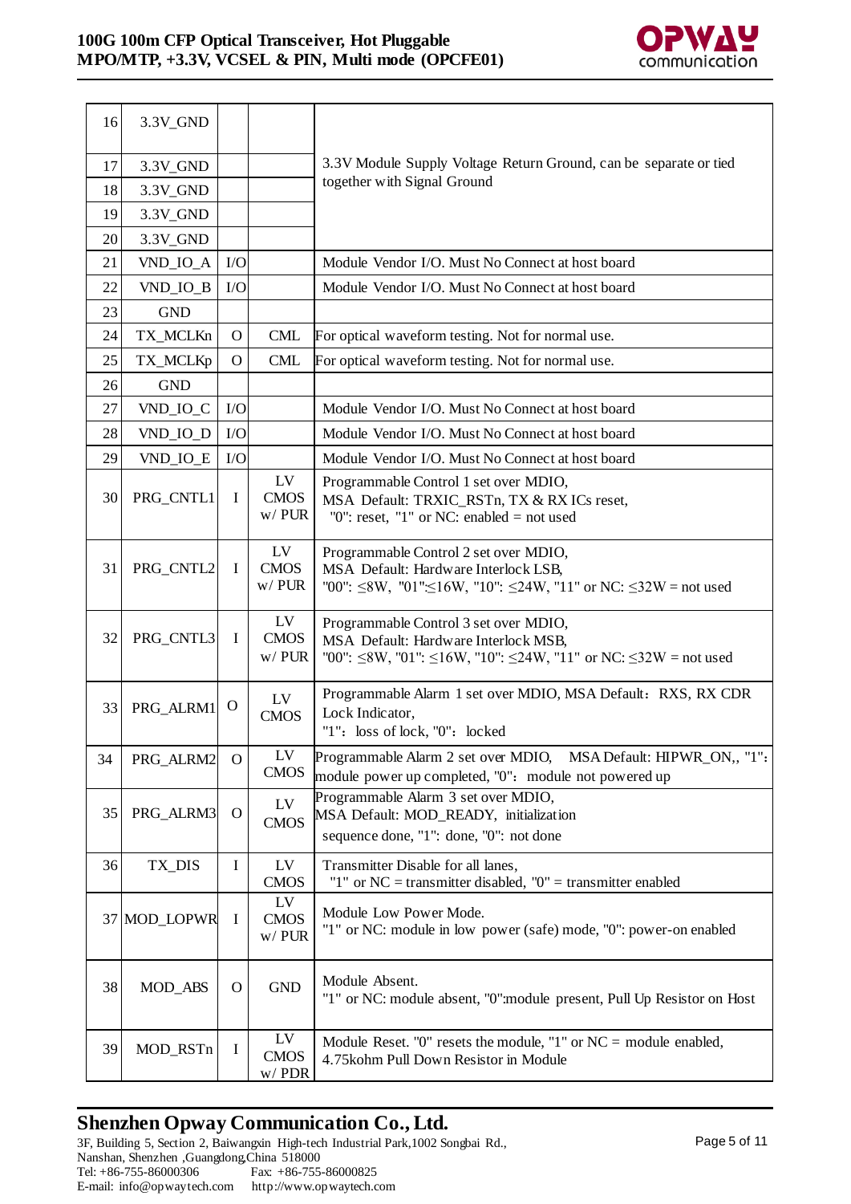| 16 | 3.3V_GND | | | 3.3V Module Supply Voltage Return Ground, can be separate or tied together with Signal Ground |
|---|---|---|---|---|
| 17 | 3.3V_GND | | | |
| 18 | 3.3V_GND | | | |
| 19 | 3.3V_GND | | | |
| 20 | 3.3V_GND | | | |
| 21 | VND_IO_A | I/O | | Module Vendor I/O. Must No Connect at host board |
| 22 | VND_IO_B | I/O | | Module Vendor I/O. Must No Connect at host board |
| 23 | GND | | | |
| 24 | TX_MCLKn | O | CML | For optical waveform testing. Not for normal use. |
| 25 | TX_MCLKp | O | CML | For optical waveform testing. Not for normal use. |
| 26 | GND | | | |
| 27 | VND_IO_C | I/O | | Module Vendor I/O. Must No Connect at host board |
| 28 | VND_IO_D | I/O | | Module Vendor I/O. Must No Connect at host board |
| 29 | VND_IO_E | I/O | | Module Vendor I/O. Must No Connect at host board |
| 30 | PRG_CNTL1 | I | LV CMOS w/ PUR | Programmable Control 1 set over MDIO, MSA Default: TRXIC_RSTn, TX & RX ICs reset, "0": reset, "1" or NC: enabled = not used |
| 31 | PRG_CNTL2 | I | LV CMOS w/ PUR | Programmable Control 2 set over MDIO, MSA Default: Hardware Interlock LSB, "00": ≤8W, "01":≤16W, "10": ≤24W, "11" or NC: ≤32W = not used |
| 32 | PRG_CNTL3 | I | LV CMOS w/ PUR | Programmable Control 3 set over MDIO, MSA Default: Hardware Interlock MSB, "00": ≤8W, "01": ≤16W, "10": ≤24W, "11" or NC: ≤32W = not used |
| 33 | PRG_ALRM1 | O | LV CMOS | Programmable Alarm 1 set over MDIO, MSA Default：RXS, RX CDR Lock Indicator, "1"：loss of lock, "0"：locked |
| 34 | PRG_ALRM2 | O | LV CMOS | Programmable Alarm 2 set over MDIO, MSA Default: HIPWR_ON,, "1"：module power up completed, "0"：module not powered up |
| 35 | PRG_ALRM3 | O | LV CMOS | Programmable Alarm 3 set over MDIO, MSA Default: MOD_READY, initialization sequence done, "1": done, "0": not done |
| 36 | TX_DIS | I | LV CMOS | Transmitter Disable for all lanes, "1" or NC = transmitter disabled, "0" = transmitter enabled |
| 37 | MOD_LOPWR | I | LV CMOS w/ PUR | Module Low Power Mode. "1" or NC: module in low power (safe) mode, "0": power-on enabled |
| 38 | MOD_ABS | O | GND | Module Absent. "1" or NC: module absent, "0":module present, Pull Up Resistor on Host |
| 39 | MOD_RSTn | I | LV CMOS w/ PDR | Module Reset. "0" resets the module, "1" or NC = module enabled, 4.75kohm Pull Down Resistor in Module |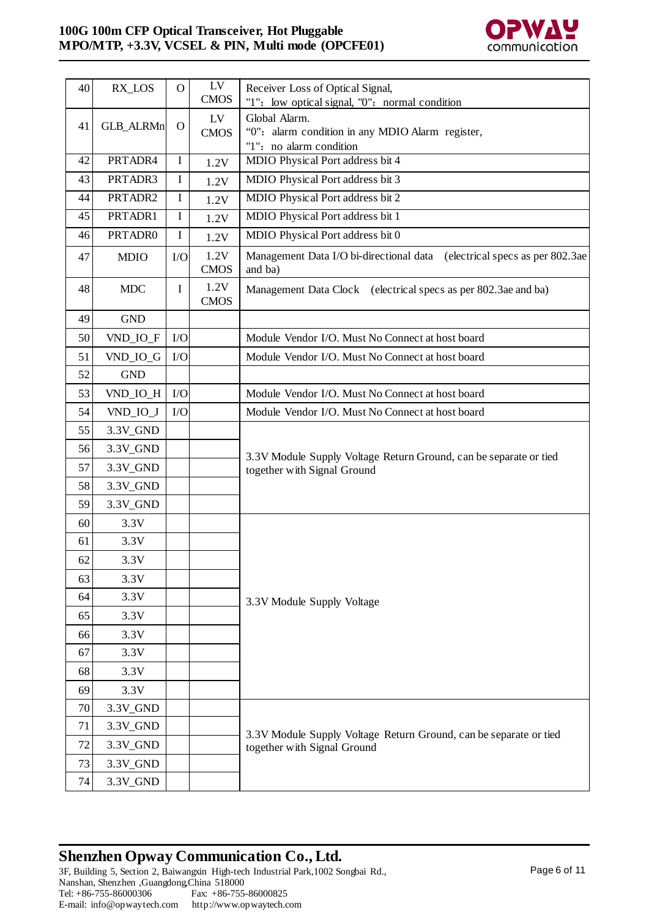| 40 | RX_LOS | O | LV CMOS | Receiver Loss of Optical Signal, "1"：low optical signal, "0"：normal condition |
|---|---|---|---|---|
| 41 | GLB_ALRMn | O | LV CMOS | Global Alarm. "0"：alarm condition in any MDIO Alarm register, "1"：no alarm condition |
| 42 | PRTADR4 | I | 1.2V | MDIO Physical Port address bit 4 |
| 43 | PRTADR3 | I | 1.2V | MDIO Physical Port address bit 3 |
| 44 | PRTADR2 | I | 1.2V | MDIO Physical Port address bit 2 |
| 45 | PRTADR1 | I | 1.2V | MDIO Physical Port address bit 1 |
| 46 | PRTADR0 | I | 1.2V | MDIO Physical Port address bit 0 |
| 47 | MDIO | I/O | 1.2V CMOS | Management Data I/O bi-directional data (electrical specs as per 802.3ae and ba) |
| 48 | MDC | I | 1.2V CMOS | Management Data Clock (electrical specs as per 802.3ae and ba) |
| 49 | GND | | | |
| 50 | VND_IO_F | I/O | | Module Vendor I/O. Must No Connect at host board |
| 51 | VND_IO_G | I/O | | Module Vendor I/O. Must No Connect at host board |
| 52 | GND | | | |
| 53 | VND_IO_H | I/O | | Module Vendor I/O. Must No Connect at host board |
| 54 | VND_IO_J | I/O | | Module Vendor I/O. Must No Connect at host board |
| 55 | 3.3V_GND | | | 3.3V Module Supply Voltage Return Ground, can be separate or tied together with Signal Ground |
| 56 | 3.3V_GND | | | |
| 57 | 3.3V_GND | | | |
| 58 | 3.3V_GND | | | |
| 59 | 3.3V_GND | | | |
| 60 | 3.3V | | | 3.3V Module Supply Voltage |
| 61 | 3.3V | | | |
| 62 | 3.3V | | | |
| 63 | 3.3V | | | |
| 64 | 3.3V | | | |
| 65 | 3.3V | | | |
| 66 | 3.3V | | | |
| 67 | 3.3V | | | |
| 68 | 3.3V | | | |
| 69 | 3.3V | | | |
| 70 | 3.3V_GND | | | 3.3V Module Supply Voltage Return Ground, can be separate or tied together with Signal Ground |
| 71 | 3.3V_GND | | | |
| 72 | 3.3V_GND | | | |
| 73 | 3.3V_GND | | | |
| 74 | 3.3V_GND | | | |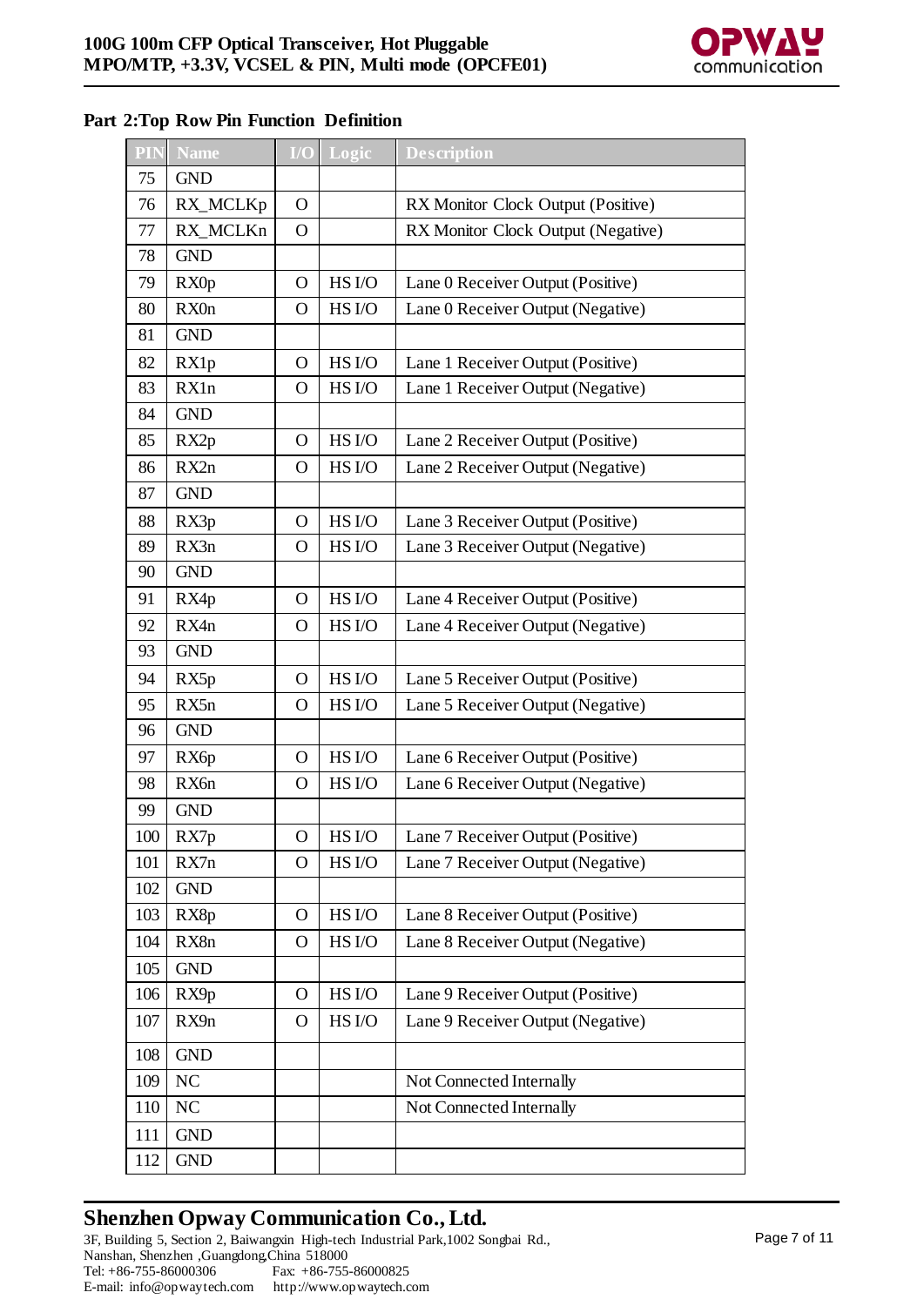## Part 2:Top Row Pin Function Definition

| PIN | Name | I/O | Logic | Description |
|---|---|---|---|---|
| 75 | GND | | | |
| 76 | RX_MCLKp | O | | RX Monitor Clock Output (Positive) |
| 77 | RX_MCLKn | O | | RX Monitor Clock Output (Negative) |
| 78 | GND | | | |
| 79 | RX0p | O | HS I/O | Lane 0 Receiver Output (Positive) |
| 80 | RX0n | O | HS I/O | Lane 0 Receiver Output (Negative) |
| 81 | GND | | | |
| 82 | RX1p | O | HS I/O | Lane 1 Receiver Output (Positive) |
| 83 | RX1n | O | HS I/O | Lane 1 Receiver Output (Negative) |
| 84 | GND | | | |
| 85 | RX2p | O | HS I/O | Lane 2 Receiver Output (Positive) |
| 86 | RX2n | O | HS I/O | Lane 2 Receiver Output (Negative) |
| 87 | GND | | | |
| 88 | RX3p | O | HS I/O | Lane 3 Receiver Output (Positive) |
| 89 | RX3n | O | HS I/O | Lane 3 Receiver Output (Negative) |
| 90 | GND | | | |
| 91 | RX4p | O | HS I/O | Lane 4 Receiver Output (Positive) |
| 92 | RX4n | O | HS I/O | Lane 4 Receiver Output (Negative) |
| 93 | GND | | | |
| 94 | RX5p | O | HS I/O | Lane 5 Receiver Output (Positive) |
| 95 | RX5n | O | HS I/O | Lane 5 Receiver Output (Negative) |
| 96 | GND | | | |
| 97 | RX6p | O | HS I/O | Lane 6 Receiver Output (Positive) |
| 98 | RX6n | O | HS I/O | Lane 6 Receiver Output (Negative) |
| 99 | GND | | | |
| 100 | RX7p | O | HS I/O | Lane 7 Receiver Output (Positive) |
| 101 | RX7n | O | HS I/O | Lane 7 Receiver Output (Negative) |
| 102 | GND | | | |
| 103 | RX8p | O | HS I/O | Lane 8 Receiver Output (Positive) |
| 104 | RX8n | O | HS I/O | Lane 8 Receiver Output (Negative) |
| 105 | GND | | | |
| 106 | RX9p | O | HS I/O | Lane 9 Receiver Output (Positive) |
| 107 | RX9n | O | HS I/O | Lane 9 Receiver Output (Negative) |
| 108 | GND | | | |
| 109 | NC | | | Not Connected Internally |
| 110 | NC | | | Not Connected Internally |
| 111 | GND | | | |
| 112 | GND | | | |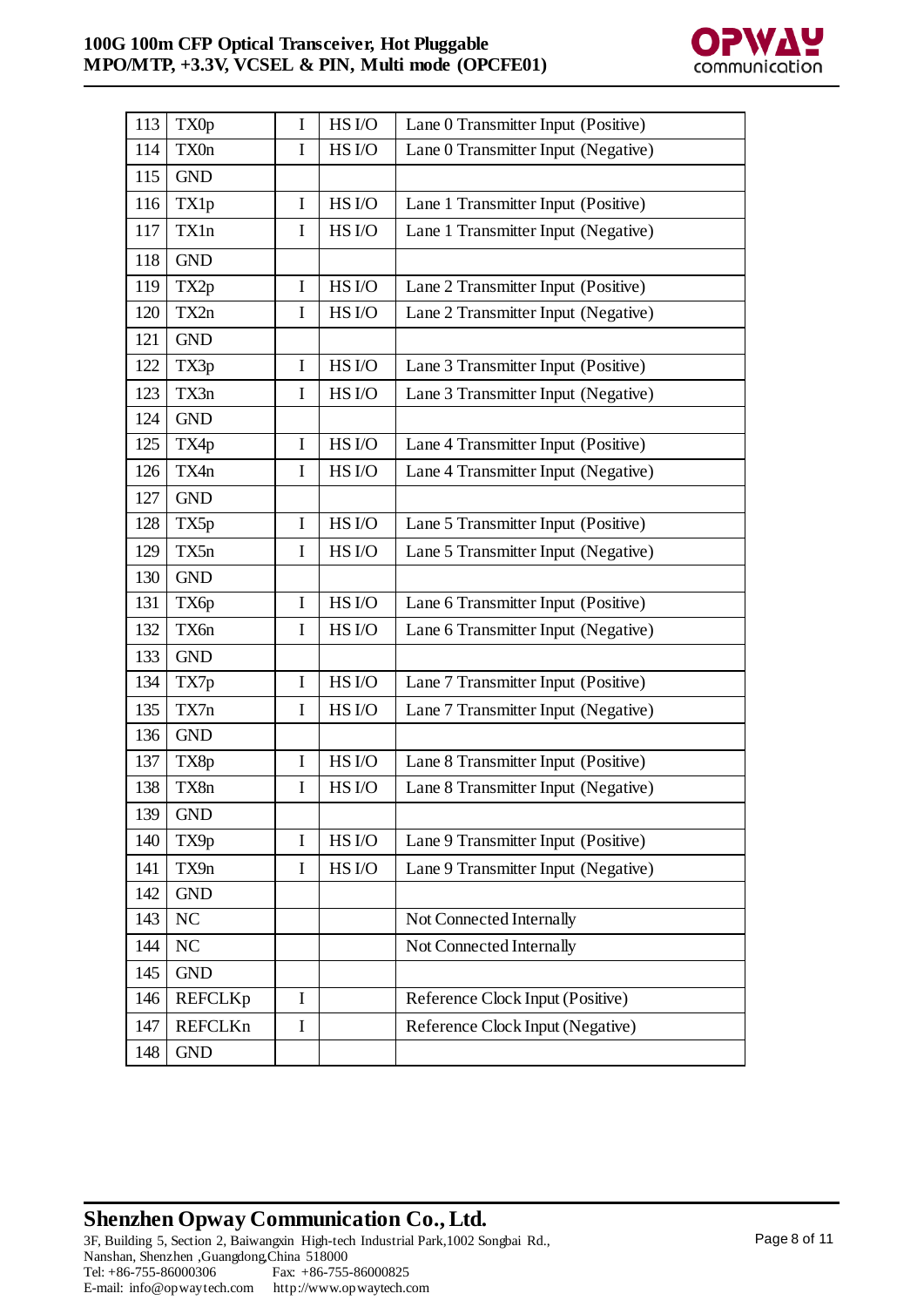| | | | | |
|---|---|---|---|---|
| 113 | TX0p | I | HS I/O | Lane 0 Transmitter Input (Positive) |
| 114 | TX0n | I | HS I/O | Lane 0 Transmitter Input (Negative) |
| 115 | GND | | | |
| 116 | TX1p | I | HS I/O | Lane 1 Transmitter Input (Positive) |
| 117 | TX1n | I | HS I/O | Lane 1 Transmitter Input (Negative) |
| 118 | GND | | | |
| 119 | TX2p | I | HS I/O | Lane 2 Transmitter Input (Positive) |
| 120 | TX2n | I | HS I/O | Lane 2 Transmitter Input (Negative) |
| 121 | GND | | | |
| 122 | TX3p | I | HS I/O | Lane 3 Transmitter Input (Positive) |
| 123 | TX3n | I | HS I/O | Lane 3 Transmitter Input (Negative) |
| 124 | GND | | | |
| 125 | TX4p | I | HS I/O | Lane 4 Transmitter Input (Positive) |
| 126 | TX4n | I | HS I/O | Lane 4 Transmitter Input (Negative) |
| 127 | GND | | | |
| 128 | TX5p | I | HS I/O | Lane 5 Transmitter Input (Positive) |
| 129 | TX5n | I | HS I/O | Lane 5 Transmitter Input (Negative) |
| 130 | GND | | | |
| 131 | TX6p | I | HS I/O | Lane 6 Transmitter Input (Positive) |
| 132 | TX6n | I | HS I/O | Lane 6 Transmitter Input (Negative) |
| 133 | GND | | | |
| 134 | TX7p | I | HS I/O | Lane 7 Transmitter Input (Positive) |
| 135 | TX7n | I | HS I/O | Lane 7 Transmitter Input (Negative) |
| 136 | GND | | | |
| 137 | TX8p | I | HS I/O | Lane 8 Transmitter Input (Positive) |
| 138 | TX8n | I | HS I/O | Lane 8 Transmitter Input (Negative) |
| 139 | GND | | | |
| 140 | TX9p | I | HS I/O | Lane 9 Transmitter Input (Positive) |
| 141 | TX9n | I | HS I/O | Lane 9 Transmitter Input (Negative) |
| 142 | GND | | | |
| 143 | NC | | | Not Connected Internally |
| 144 | NC | | | Not Connected Internally |
| 145 | GND | | | |
| 146 | REFCLKp | I | | Reference Clock Input (Positive) |
| 147 | REFCLKn | I | | Reference Clock Input (Negative) |
| 148 | GND | | | |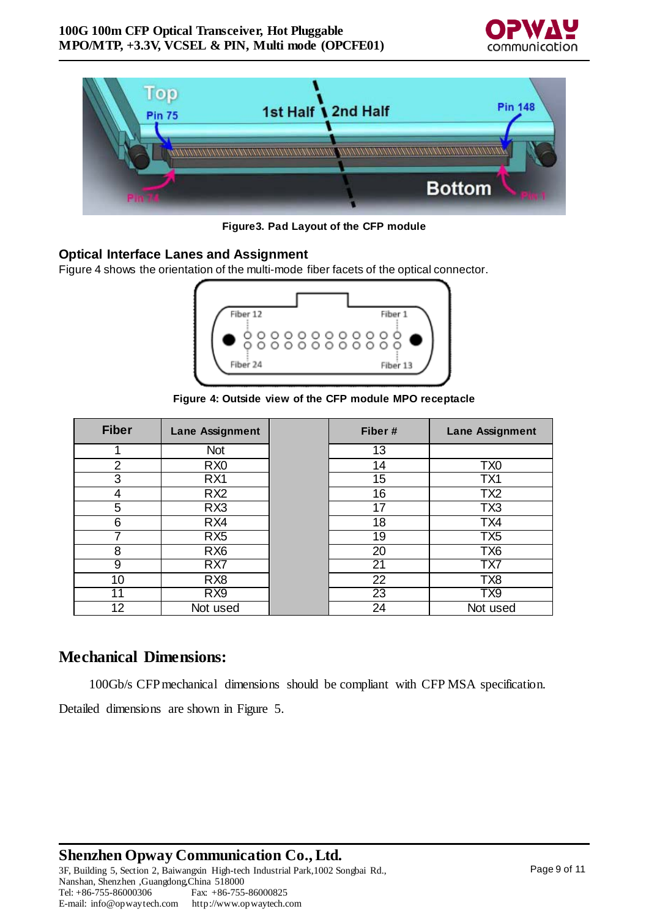Figure3. Pad Layout of the CFP module

### Optical Interface Lanes and Assignment

Figure 4 shows the orientation of the multi-mode fiber facets of the optical connector.

Figure 4: Outside view of the CFP module MPO receptacle

| Fiber | Lane Assignment | | Fiber # | Lane Assignment |
|---|---|---|---|---|
| 1 | Not | | 13 | |
| 2 | RX0 | | 14 | TX0 |
| 3 | RX1 | | 15 | TX1 |
| 4 | RX2 | | 16 | TX2 |
| 5 | RX3 | | 17 | TX3 |
| 6 | RX4 | | 18 | TX4 |
| 7 | RX5 | | 19 | TX5 |
| 8 | RX6 | | 20 | TX6 |
| 9 | RX7 | | 21 | TX7 |
| 10 | RX8 | | 22 | TX8 |
| 11 | RX9 | | 23 | TX9 |
| 12 | Not used | | 24 | Not used |

## Mechanical Dimensions:

100Gb/s CFP mechanical dimensions should be compliant with CFP MSA specification. Detailed dimensions are shown in Figure 5.

**Shenzhen Opway Communication Co., Ltd.**
3F, Building 5, Section 2, Baiwangxin High-tech Industrial Park,1002 Songbai Rd., Nanshan, Shenzhen ,Guangdong,China 518000
Tel: +86-755-86000306 Fax: +86-755-86000825
E-mail: info@opwaytech.com http://www.opwaytech.com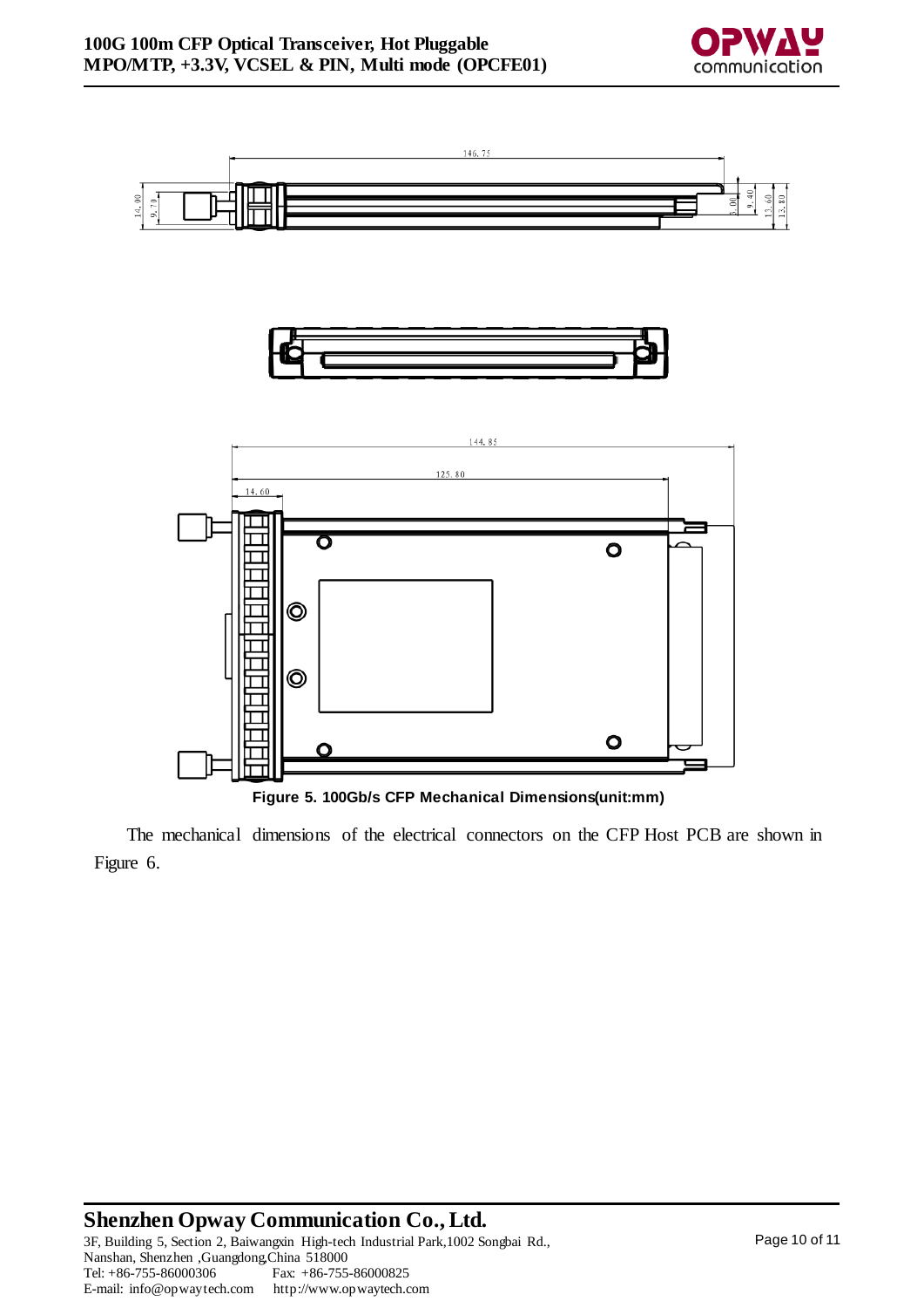Figure 5. 100Gb/s CFP Mechanical Dimensions(unit:mm)

The mechanical dimensions of the electrical connectors on the CFP Host PCB are shown in Figure 6.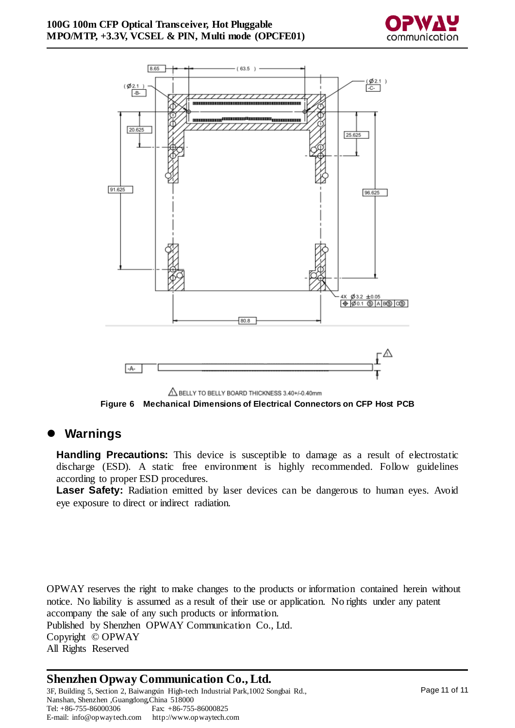8.65

( 63.5 )

( Ø2.1 )

-B-

( Ø2.1 )

-C-

20.625

25.625

91.625

96.625

4X Ø3.2 ±0.05

⊕ Ø0.1 Ⓢ A BⓈ CⓈ

80.8

-A-

⚠ BELLY TO BELLY BOARD THICKNESS 3.40+/-0.40mm

**Figure 6 Mechanical Dimensions of Electrical Connectors on CFP Host PCB**

## Warnings

**Handling Precautions:** This device is susceptible to damage as a result of electrostatic discharge (ESD). A static free environment is highly recommended. Follow guidelines according to proper ESD procedures.

**Laser Safety:** Radiation emitted by laser devices can be dangerous to human eyes. Avoid eye exposure to direct or indirect radiation.

OPWAY reserves the right to make changes to the products or information contained herein without notice. No liability is assumed as a result of their use or application. No rights under any patent accompany the sale of any such products or information.

Published by Shenzhen OPWAY Communication Co., Ltd.

Copyright © OPWAY

All Rights Reserved

**Shenzhen Opway Communication Co., Ltd.**

3F, Building 5, Section 2, Baiwangxin High-tech Industrial Park,1002 Songbai Rd.,
Nanshan, Shenzhen ,Guangdong,China 518000
Tel: +86-755-86000306 Fax: +86-755-86000825
E-mail: info@opwaytech.com http://www.opwaytech.com